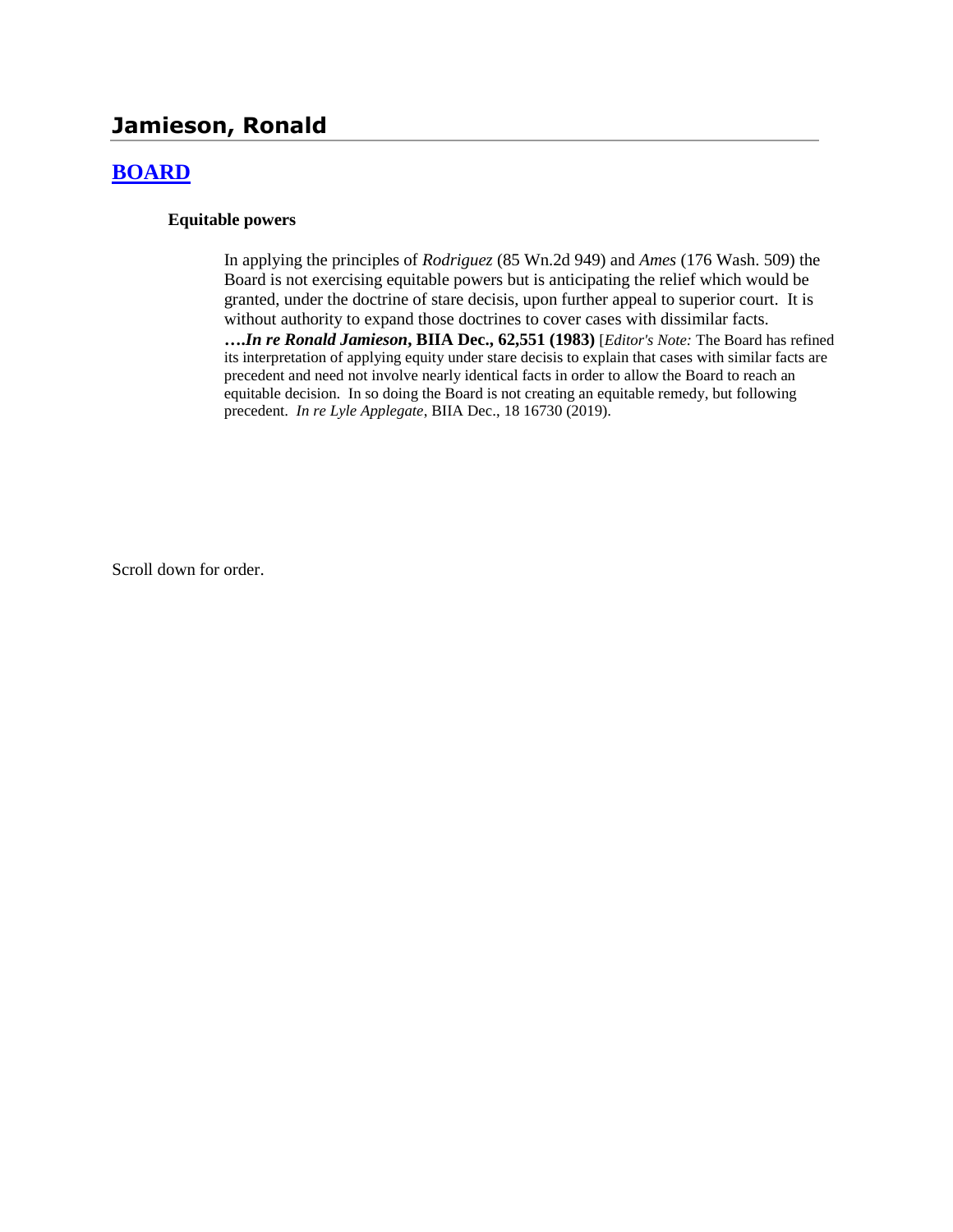# Jamieson, Ronald

## [BOARD]

### Equitable powers

In applying the principles of *Rodriguez* (85 Wn.2d 949) and *Ames* (176 Wash. 509) the Board is not exercising equitable powers but is anticipating the relief which would be granted, under the doctrine of stare decisis, upon further appeal to superior court. It is without authority to expand those doctrines to cover cases with dissimilar facts. **….*In re Ronald Jamieson*, BIIA Dec., 62,551 (1983)** [*Editor's Note:* The Board has refined its interpretation of applying equity under stare decisis to explain that cases with similar facts are precedent and need not involve nearly identical facts in order to allow the Board to reach an equitable decision. In so doing the Board is not creating an equitable remedy, but following precedent. *In re Lyle Applegate*, BIIA Dec., 18 16730 (2019).

Scroll down for order.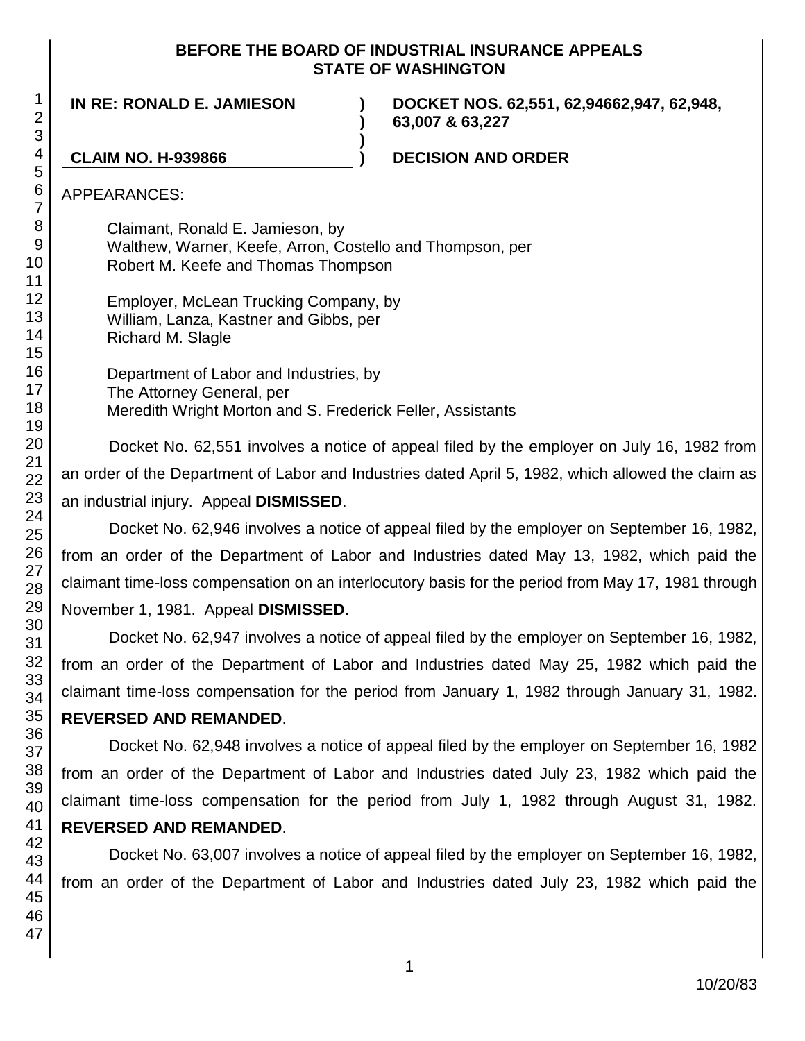**BEFORE THE BOARD OF INDUSTRIAL INSURANCE APPEALS**
**STATE OF WASHINGTON**

**IN RE: RONALD E. JAMIESON** ) **DOCKET NOS. 62,551, 62,94662,947, 62,948, 63,007 & 63,227**

**CLAIM NO. H-939866** ) **DECISION AND ORDER**

APPEARANCES:

Claimant, Ronald E. Jamieson, by
Walthew, Warner, Keefe, Arron, Costello and Thompson, per
Robert M. Keefe and Thomas Thompson

Employer, McLean Trucking Company, by
William, Lanza, Kastner and Gibbs, per
Richard M. Slagle

Department of Labor and Industries, by
The Attorney General, per
Meredith Wright Morton and S. Frederick Feller, Assistants

Docket No. 62,551 involves a notice of appeal filed by the employer on July 16, 1982 from an order of the Department of Labor and Industries dated April 5, 1982, which allowed the claim as an industrial injury. Appeal **DISMISSED**.

Docket No. 62,946 involves a notice of appeal filed by the employer on September 16, 1982, from an order of the Department of Labor and Industries dated May 13, 1982, which paid the claimant time-loss compensation on an interlocutory basis for the period from May 17, 1981 through November 1, 1981. Appeal **DISMISSED**.

Docket No. 62,947 involves a notice of appeal filed by the employer on September 16, 1982, from an order of the Department of Labor and Industries dated May 25, 1982 which paid the claimant time-loss compensation for the period from January 1, 1982 through January 31, 1982. **REVERSED AND REMANDED**.

Docket No. 62,948 involves a notice of appeal filed by the employer on September 16, 1982 from an order of the Department of Labor and Industries dated July 23, 1982 which paid the claimant time-loss compensation for the period from July 1, 1982 through August 31, 1982. **REVERSED AND REMANDED**.

Docket No. 63,007 involves a notice of appeal filed by the employer on September 16, 1982, from an order of the Department of Labor and Industries dated July 23, 1982 which paid the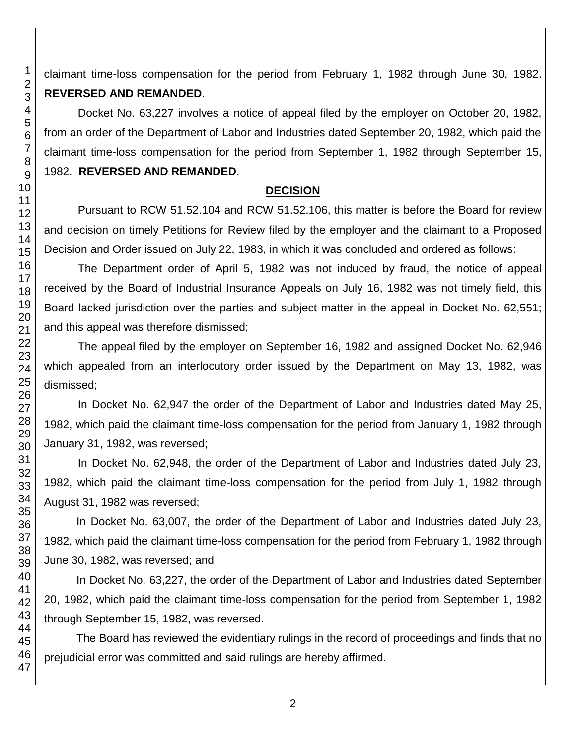claimant time-loss compensation for the period from February 1, 1982 through June 30, 1982. **REVERSED AND REMANDED**.

Docket No. 63,227 involves a notice of appeal filed by the employer on October 20, 1982, from an order of the Department of Labor and Industries dated September 20, 1982, which paid the claimant time-loss compensation for the period from September 1, 1982 through September 15, 1982. **REVERSED AND REMANDED**.

## DECISION

Pursuant to RCW 51.52.104 and RCW 51.52.106, this matter is before the Board for review and decision on timely Petitions for Review filed by the employer and the claimant to a Proposed Decision and Order issued on July 22, 1983, in which it was concluded and ordered as follows:

The Department order of April 5, 1982 was not induced by fraud, the notice of appeal received by the Board of Industrial Insurance Appeals on July 16, 1982 was not timely field, this Board lacked jurisdiction over the parties and subject matter in the appeal in Docket No. 62,551; and this appeal was therefore dismissed;

The appeal filed by the employer on September 16, 1982 and assigned Docket No. 62,946 which appealed from an interlocutory order issued by the Department on May 13, 1982, was dismissed;

In Docket No. 62,947 the order of the Department of Labor and Industries dated May 25, 1982, which paid the claimant time-loss compensation for the period from January 1, 1982 through January 31, 1982, was reversed;

In Docket No. 62,948, the order of the Department of Labor and Industries dated July 23, 1982, which paid the claimant time-loss compensation for the period from July 1, 1982 through August 31, 1982 was reversed;

In Docket No. 63,007, the order of the Department of Labor and Industries dated July 23, 1982, which paid the claimant time-loss compensation for the period from February 1, 1982 through June 30, 1982, was reversed; and

In Docket No. 63,227, the order of the Department of Labor and Industries dated September 20, 1982, which paid the claimant time-loss compensation for the period from September 1, 1982 through September 15, 1982, was reversed.

The Board has reviewed the evidentiary rulings in the record of proceedings and finds that no prejudicial error was committed and said rulings are hereby affirmed.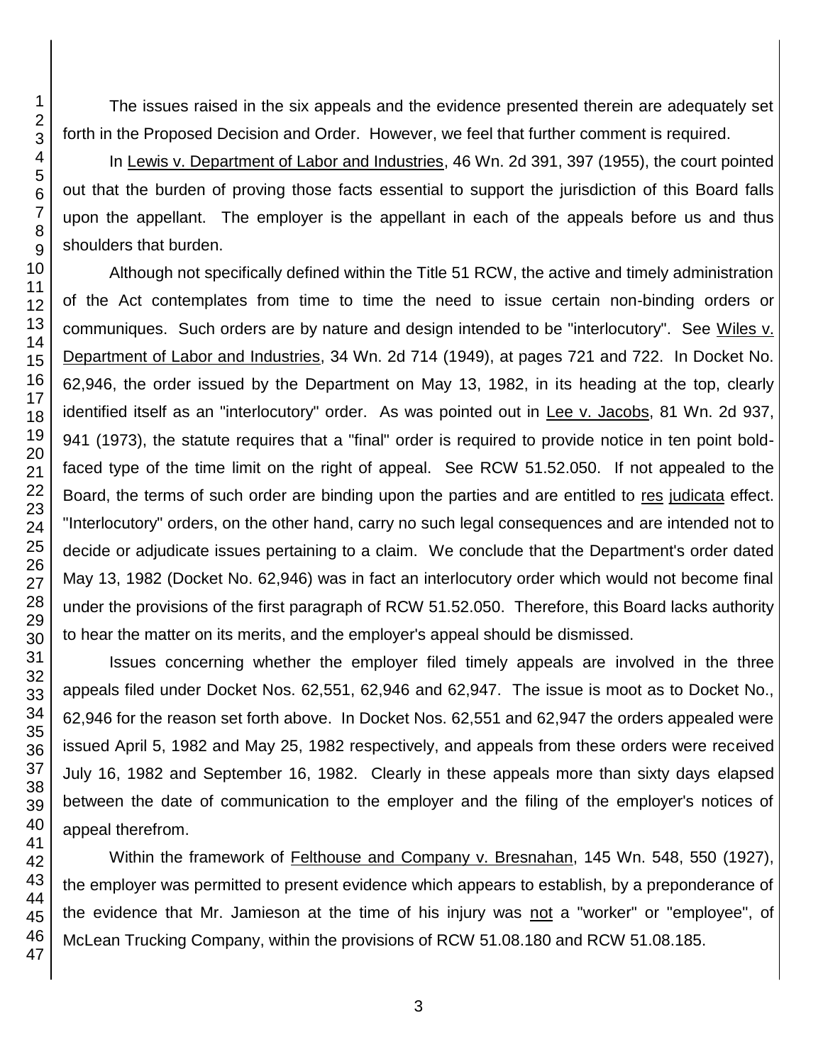The issues raised in the six appeals and the evidence presented therein are adequately set forth in the Proposed Decision and Order. However, we feel that further comment is required.

In Lewis v. Department of Labor and Industries, 46 Wn. 2d 391, 397 (1955), the court pointed out that the burden of proving those facts essential to support the jurisdiction of this Board falls upon the appellant. The employer is the appellant in each of the appeals before us and thus shoulders that burden.

Although not specifically defined within the Title 51 RCW, the active and timely administration of the Act contemplates from time to time the need to issue certain non-binding orders or communiques. Such orders are by nature and design intended to be "interlocutory". See Wiles v. Department of Labor and Industries, 34 Wn. 2d 714 (1949), at pages 721 and 722. In Docket No. 62,946, the order issued by the Department on May 13, 1982, in its heading at the top, clearly identified itself as an "interlocutory" order. As was pointed out in Lee v. Jacobs, 81 Wn. 2d 937, 941 (1973), the statute requires that a "final" order is required to provide notice in ten point bold-faced type of the time limit on the right of appeal. See RCW 51.52.050. If not appealed to the Board, the terms of such order are binding upon the parties and are entitled to res judicata effect. "Interlocutory" orders, on the other hand, carry no such legal consequences and are intended not to decide or adjudicate issues pertaining to a claim. We conclude that the Department's order dated May 13, 1982 (Docket No. 62,946) was in fact an interlocutory order which would not become final under the provisions of the first paragraph of RCW 51.52.050. Therefore, this Board lacks authority to hear the matter on its merits, and the employer's appeal should be dismissed.

Issues concerning whether the employer filed timely appeals are involved in the three appeals filed under Docket Nos. 62,551, 62,946 and 62,947. The issue is moot as to Docket No., 62,946 for the reason set forth above. In Docket Nos. 62,551 and 62,947 the orders appealed were issued April 5, 1982 and May 25, 1982 respectively, and appeals from these orders were received July 16, 1982 and September 16, 1982. Clearly in these appeals more than sixty days elapsed between the date of communication to the employer and the filing of the employer's notices of appeal therefrom.

Within the framework of Felthouse and Company v. Bresnahan, 145 Wn. 548, 550 (1927), the employer was permitted to present evidence which appears to establish, by a preponderance of the evidence that Mr. Jamieson at the time of his injury was not a "worker" or "employee", of McLean Trucking Company, within the provisions of RCW 51.08.180 and RCW 51.08.185.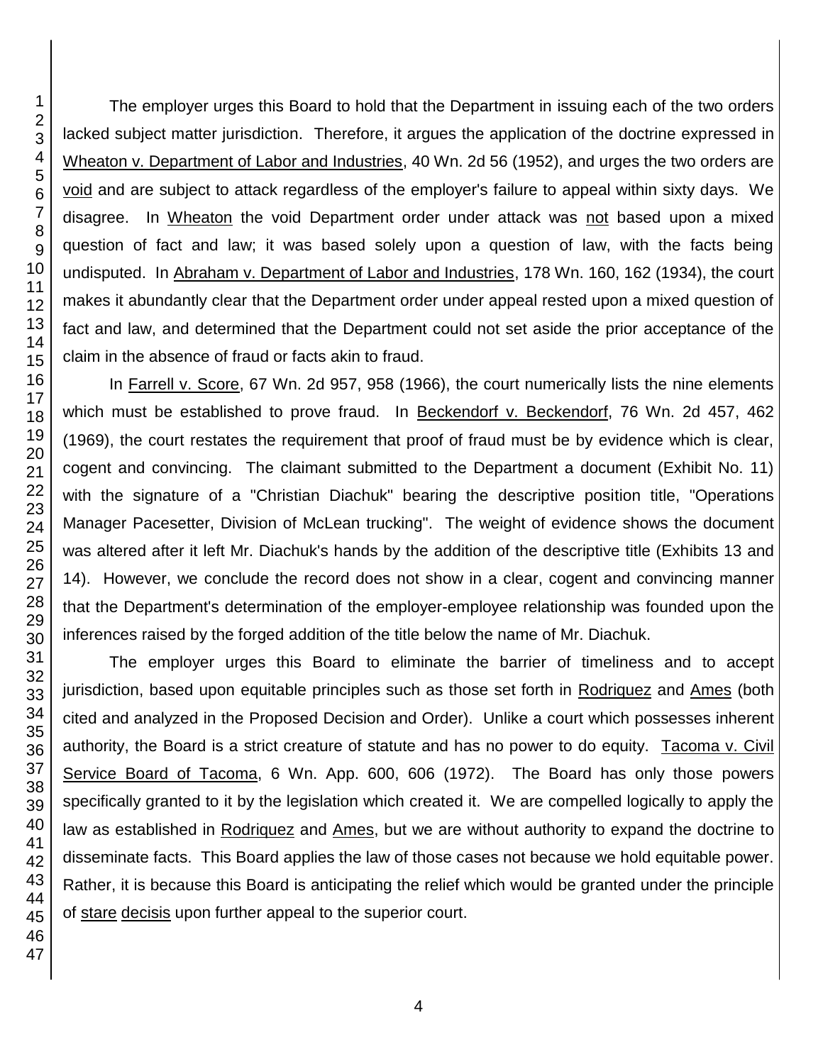The employer urges this Board to hold that the Department in issuing each of the two orders lacked subject matter jurisdiction. Therefore, it argues the application of the doctrine expressed in Wheaton v. Department of Labor and Industries, 40 Wn. 2d 56 (1952), and urges the two orders are void and are subject to attack regardless of the employer's failure to appeal within sixty days. We disagree. In Wheaton the void Department order under attack was not based upon a mixed question of fact and law; it was based solely upon a question of law, with the facts being undisputed. In Abraham v. Department of Labor and Industries, 178 Wn. 160, 162 (1934), the court makes it abundantly clear that the Department order under appeal rested upon a mixed question of fact and law, and determined that the Department could not set aside the prior acceptance of the claim in the absence of fraud or facts akin to fraud.

In Farrell v. Score, 67 Wn. 2d 957, 958 (1966), the court numerically lists the nine elements which must be established to prove fraud. In Beckendorf v. Beckendorf, 76 Wn. 2d 457, 462 (1969), the court restates the requirement that proof of fraud must be by evidence which is clear, cogent and convincing. The claimant submitted to the Department a document (Exhibit No. 11) with the signature of a "Christian Diachuk" bearing the descriptive position title, "Operations Manager Pacesetter, Division of McLean trucking". The weight of evidence shows the document was altered after it left Mr. Diachuk's hands by the addition of the descriptive title (Exhibits 13 and 14). However, we conclude the record does not show in a clear, cogent and convincing manner that the Department's determination of the employer-employee relationship was founded upon the inferences raised by the forged addition of the title below the name of Mr. Diachuk.

The employer urges this Board to eliminate the barrier of timeliness and to accept jurisdiction, based upon equitable principles such as those set forth in Rodriquez and Ames (both cited and analyzed in the Proposed Decision and Order). Unlike a court which possesses inherent authority, the Board is a strict creature of statute and has no power to do equity. Tacoma v. Civil Service Board of Tacoma, 6 Wn. App. 600, 606 (1972). The Board has only those powers specifically granted to it by the legislation which created it. We are compelled logically to apply the law as established in Rodriquez and Ames, but we are without authority to expand the doctrine to disseminate facts. This Board applies the law of those cases not because we hold equitable power. Rather, it is because this Board is anticipating the relief which would be granted under the principle of stare decisis upon further appeal to the superior court.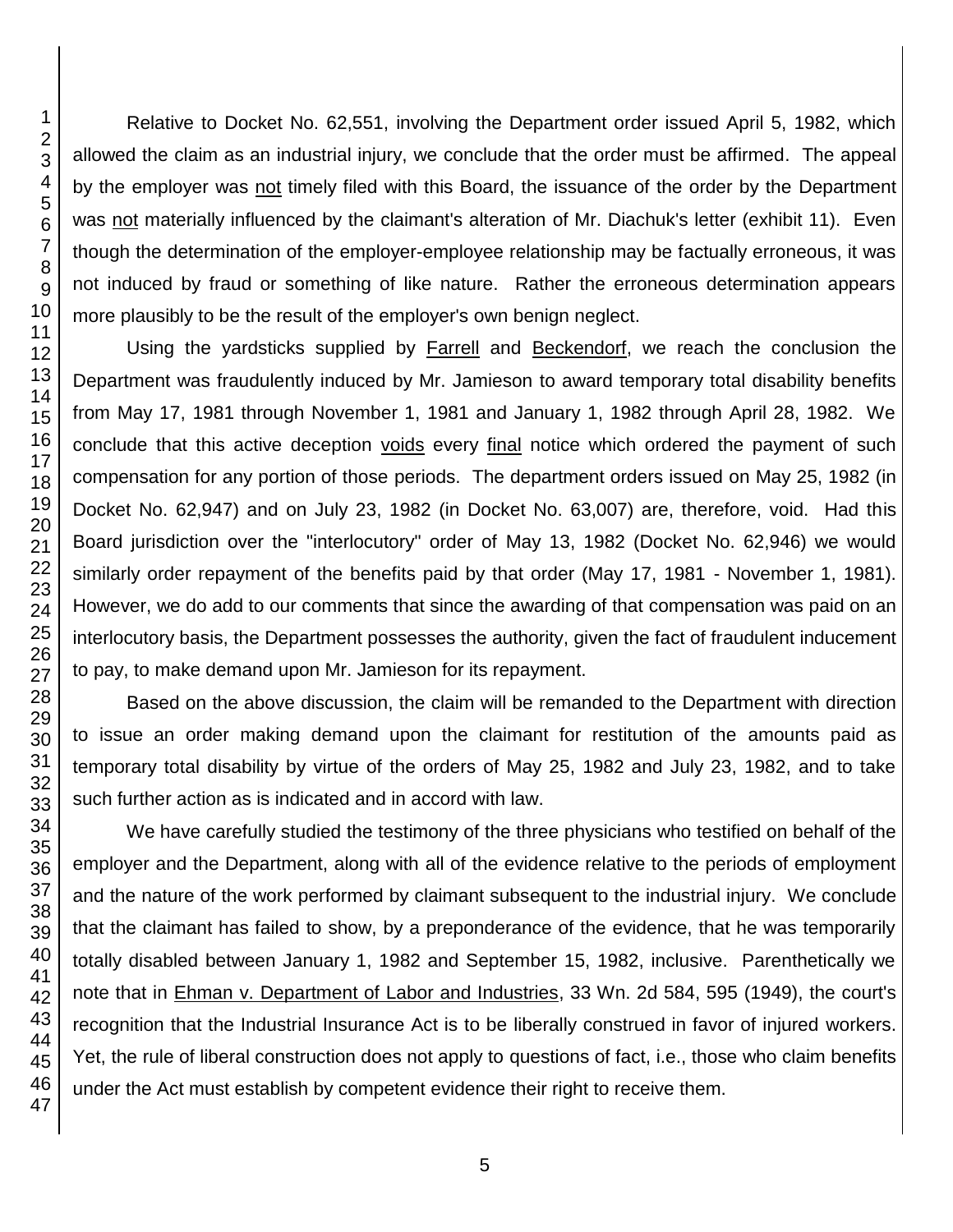Relative to Docket No. 62,551, involving the Department order issued April 5, 1982, which allowed the claim as an industrial injury, we conclude that the order must be affirmed. The appeal by the employer was not timely filed with this Board, the issuance of the order by the Department was not materially influenced by the claimant's alteration of Mr. Diachuk's letter (exhibit 11). Even though the determination of the employer-employee relationship may be factually erroneous, it was not induced by fraud or something of like nature. Rather the erroneous determination appears more plausibly to be the result of the employer's own benign neglect.

Using the yardsticks supplied by Farrell and Beckendorf, we reach the conclusion the Department was fraudulently induced by Mr. Jamieson to award temporary total disability benefits from May 17, 1981 through November 1, 1981 and January 1, 1982 through April 28, 1982. We conclude that this active deception voids every final notice which ordered the payment of such compensation for any portion of those periods. The department orders issued on May 25, 1982 (in Docket No. 62,947) and on July 23, 1982 (in Docket No. 63,007) are, therefore, void. Had this Board jurisdiction over the "interlocutory" order of May 13, 1982 (Docket No. 62,946) we would similarly order repayment of the benefits paid by that order (May 17, 1981 - November 1, 1981). However, we do add to our comments that since the awarding of that compensation was paid on an interlocutory basis, the Department possesses the authority, given the fact of fraudulent inducement to pay, to make demand upon Mr. Jamieson for its repayment.

Based on the above discussion, the claim will be remanded to the Department with direction to issue an order making demand upon the claimant for restitution of the amounts paid as temporary total disability by virtue of the orders of May 25, 1982 and July 23, 1982, and to take such further action as is indicated and in accord with law.

We have carefully studied the testimony of the three physicians who testified on behalf of the employer and the Department, along with all of the evidence relative to the periods of employment and the nature of the work performed by claimant subsequent to the industrial injury. We conclude that the claimant has failed to show, by a preponderance of the evidence, that he was temporarily totally disabled between January 1, 1982 and September 15, 1982, inclusive. Parenthetically we note that in Ehman v. Department of Labor and Industries, 33 Wn. 2d 584, 595 (1949), the court's recognition that the Industrial Insurance Act is to be liberally construed in favor of injured workers. Yet, the rule of liberal construction does not apply to questions of fact, i.e., those who claim benefits under the Act must establish by competent evidence their right to receive them.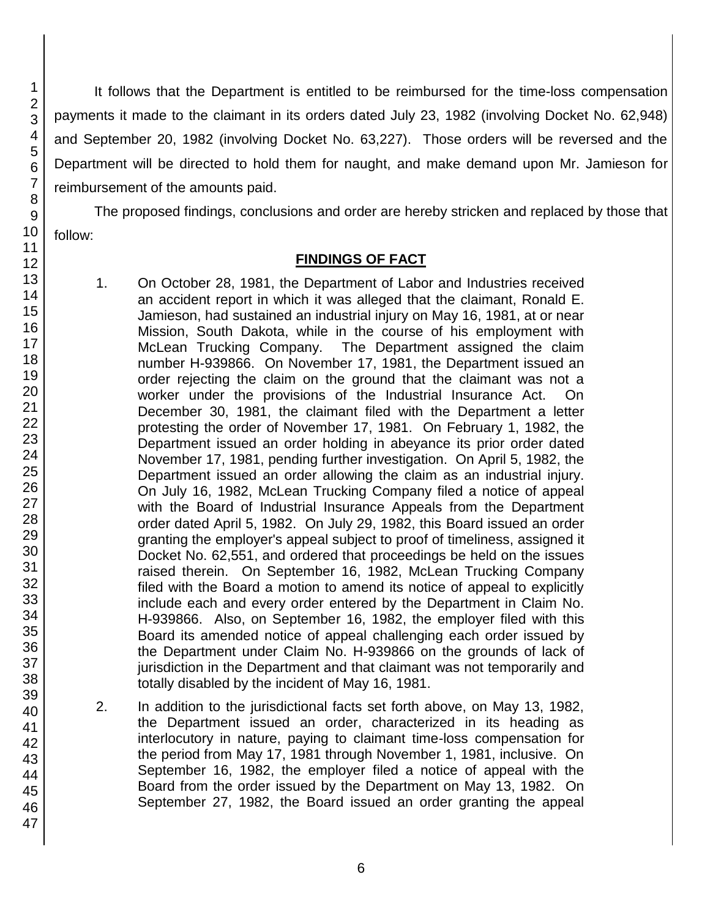It follows that the Department is entitled to be reimbursed for the time-loss compensation payments it made to the claimant in its orders dated July 23, 1982 (involving Docket No. 62,948) and September 20, 1982 (involving Docket No. 63,227). Those orders will be reversed and the Department will be directed to hold them for naught, and make demand upon Mr. Jamieson for reimbursement of the amounts paid.

The proposed findings, conclusions and order are hereby stricken and replaced by those that follow:

## FINDINGS OF FACT

1. On October 28, 1981, the Department of Labor and Industries received an accident report in which it was alleged that the claimant, Ronald E. Jamieson, had sustained an industrial injury on May 16, 1981, at or near Mission, South Dakota, while in the course of his employment with McLean Trucking Company. The Department assigned the claim number H-939866. On November 17, 1981, the Department issued an order rejecting the claim on the ground that the claimant was not a worker under the provisions of the Industrial Insurance Act. On December 30, 1981, the claimant filed with the Department a letter protesting the order of November 17, 1981. On February 1, 1982, the Department issued an order holding in abeyance its prior order dated November 17, 1981, pending further investigation. On April 5, 1982, the Department issued an order allowing the claim as an industrial injury. On July 16, 1982, McLean Trucking Company filed a notice of appeal with the Board of Industrial Insurance Appeals from the Department order dated April 5, 1982. On July 29, 1982, this Board issued an order granting the employer's appeal subject to proof of timeliness, assigned it Docket No. 62,551, and ordered that proceedings be held on the issues raised therein. On September 16, 1982, McLean Trucking Company filed with the Board a motion to amend its notice of appeal to explicitly include each and every order entered by the Department in Claim No. H-939866. Also, on September 16, 1982, the employer filed with this Board its amended notice of appeal challenging each order issued by the Department under Claim No. H-939866 on the grounds of lack of jurisdiction in the Department and that claimant was not temporarily and totally disabled by the incident of May 16, 1981.

2. In addition to the jurisdictional facts set forth above, on May 13, 1982, the Department issued an order, characterized in its heading as interlocutory in nature, paying to claimant time-loss compensation for the period from May 17, 1981 through November 1, 1981, inclusive. On September 16, 1982, the employer filed a notice of appeal with the Board from the order issued by the Department on May 13, 1982. On September 27, 1982, the Board issued an order granting the appeal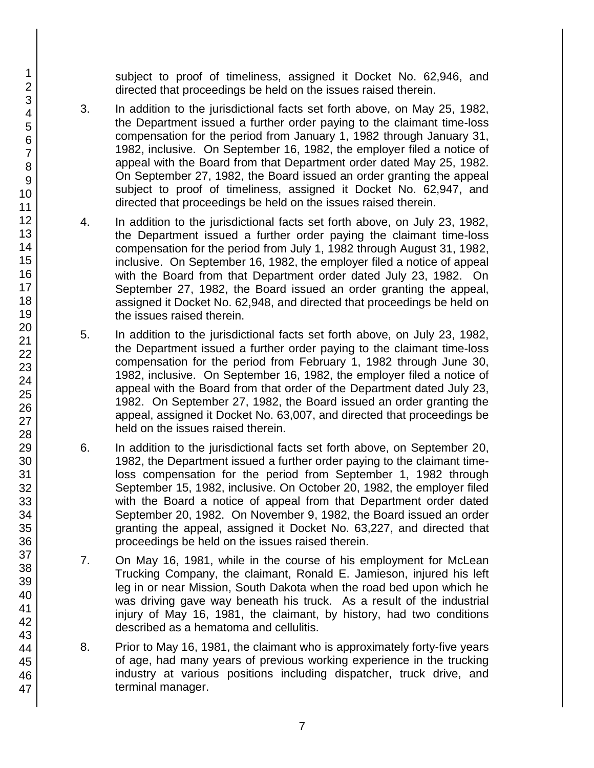subject to proof of timeliness, assigned it Docket No. 62,946, and directed that proceedings be held on the issues raised therein.

3. In addition to the jurisdictional facts set forth above, on May 25, 1982, the Department issued a further order paying to the claimant time-loss compensation for the period from January 1, 1982 through January 31, 1982, inclusive. On September 16, 1982, the employer filed a notice of appeal with the Board from that Department order dated May 25, 1982. On September 27, 1982, the Board issued an order granting the appeal subject to proof of timeliness, assigned it Docket No. 62,947, and directed that proceedings be held on the issues raised therein.

4. In addition to the jurisdictional facts set forth above, on July 23, 1982, the Department issued a further order paying the claimant time-loss compensation for the period from July 1, 1982 through August 31, 1982, inclusive. On September 16, 1982, the employer filed a notice of appeal with the Board from that Department order dated July 23, 1982. On September 27, 1982, the Board issued an order granting the appeal, assigned it Docket No. 62,948, and directed that proceedings be held on the issues raised therein.

5. In addition to the jurisdictional facts set forth above, on July 23, 1982, the Department issued a further order paying to the claimant time-loss compensation for the period from February 1, 1982 through June 30, 1982, inclusive. On September 16, 1982, the employer filed a notice of appeal with the Board from that order of the Department dated July 23, 1982. On September 27, 1982, the Board issued an order granting the appeal, assigned it Docket No. 63,007, and directed that proceedings be held on the issues raised therein.

6. In addition to the jurisdictional facts set forth above, on September 20, 1982, the Department issued a further order paying to the claimant time-loss compensation for the period from September 1, 1982 through September 15, 1982, inclusive. On October 20, 1982, the employer filed with the Board a notice of appeal from that Department order dated September 20, 1982. On November 9, 1982, the Board issued an order granting the appeal, assigned it Docket No. 63,227, and directed that proceedings be held on the issues raised therein.

7. On May 16, 1981, while in the course of his employment for McLean Trucking Company, the claimant, Ronald E. Jamieson, injured his left leg in or near Mission, South Dakota when the road bed upon which he was driving gave way beneath his truck. As a result of the industrial injury of May 16, 1981, the claimant, by history, had two conditions described as a hematoma and cellulitis.

8. Prior to May 16, 1981, the claimant who is approximately forty-five years of age, had many years of previous working experience in the trucking industry at various positions including dispatcher, truck drive, and terminal manager.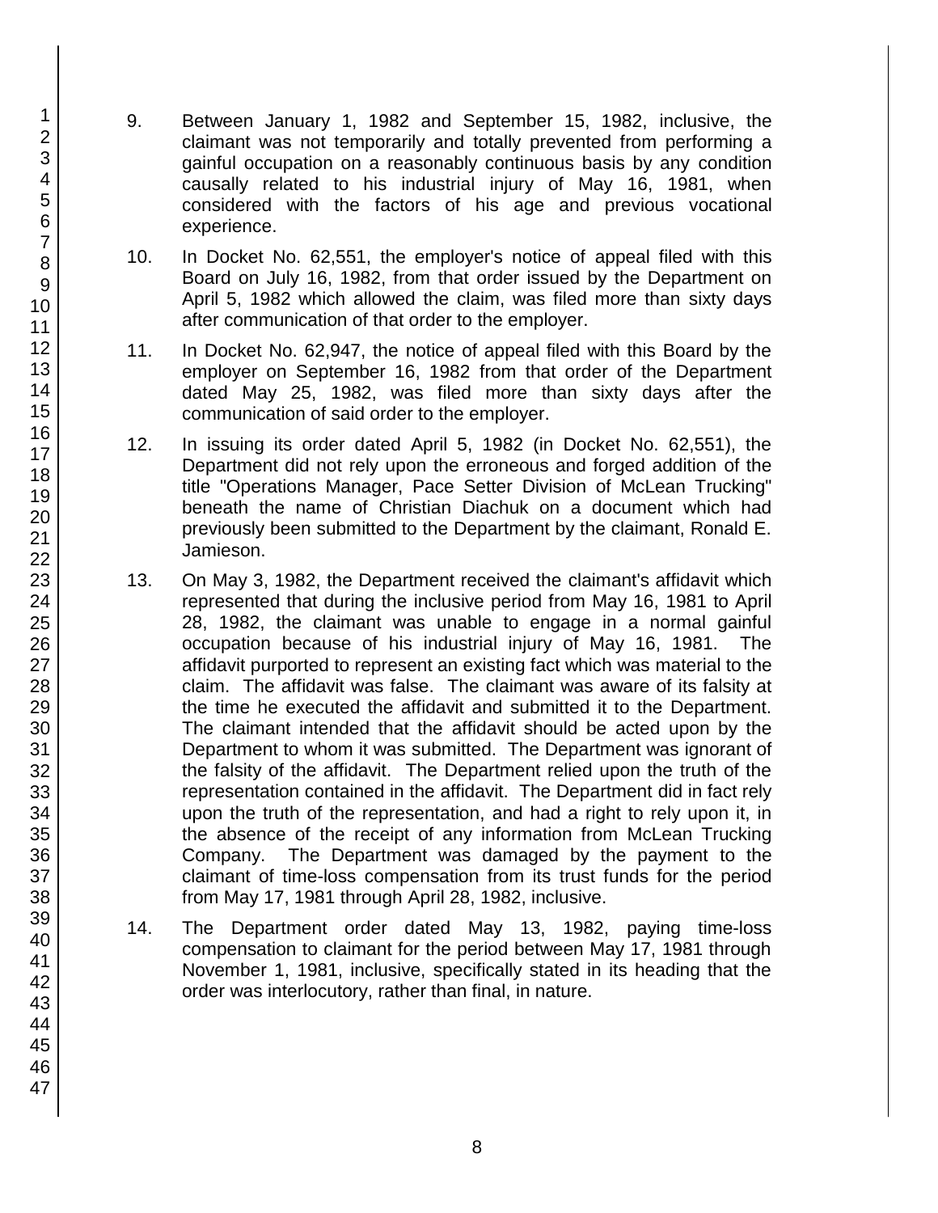9. Between January 1, 1982 and September 15, 1982, inclusive, the claimant was not temporarily and totally prevented from performing a gainful occupation on a reasonably continuous basis by any condition causally related to his industrial injury of May 16, 1981, when considered with the factors of his age and previous vocational experience.

10. In Docket No. 62,551, the employer's notice of appeal filed with this Board on July 16, 1982, from that order issued by the Department on April 5, 1982 which allowed the claim, was filed more than sixty days after communication of that order to the employer.

11. In Docket No. 62,947, the notice of appeal filed with this Board by the employer on September 16, 1982 from that order of the Department dated May 25, 1982, was filed more than sixty days after the communication of said order to the employer.

12. In issuing its order dated April 5, 1982 (in Docket No. 62,551), the Department did not rely upon the erroneous and forged addition of the title "Operations Manager, Pace Setter Division of McLean Trucking" beneath the name of Christian Diachuk on a document which had previously been submitted to the Department by the claimant, Ronald E. Jamieson.

13. On May 3, 1982, the Department received the claimant's affidavit which represented that during the inclusive period from May 16, 1981 to April 28, 1982, the claimant was unable to engage in a normal gainful occupation because of his industrial injury of May 16, 1981. The affidavit purported to represent an existing fact which was material to the claim. The affidavit was false. The claimant was aware of its falsity at the time he executed the affidavit and submitted it to the Department. The claimant intended that the affidavit should be acted upon by the Department to whom it was submitted. The Department was ignorant of the falsity of the affidavit. The Department relied upon the truth of the representation contained in the affidavit. The Department did in fact rely upon the truth of the representation, and had a right to rely upon it, in the absence of the receipt of any information from McLean Trucking Company. The Department was damaged by the payment to the claimant of time-loss compensation from its trust funds for the period from May 17, 1981 through April 28, 1982, inclusive.

14. The Department order dated May 13, 1982, paying time-loss compensation to claimant for the period between May 17, 1981 through November 1, 1981, inclusive, specifically stated in its heading that the order was interlocutory, rather than final, in nature.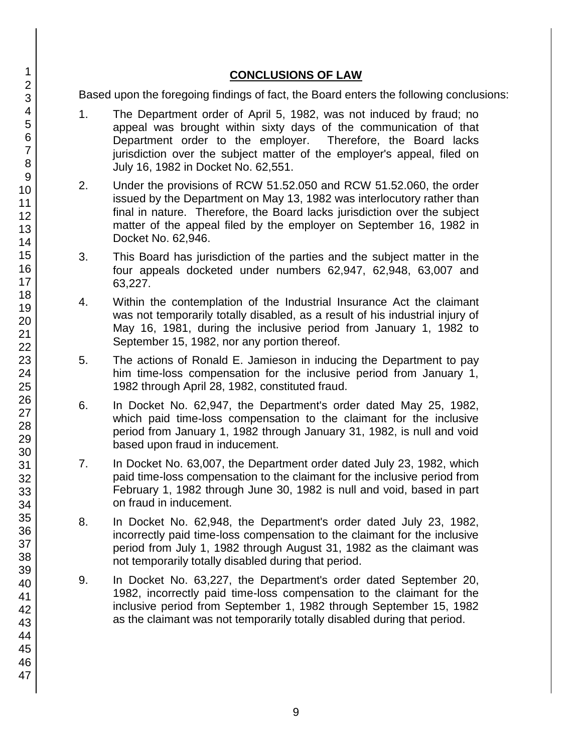## CONCLUSIONS OF LAW

Based upon the foregoing findings of fact, the Board enters the following conclusions:

1. The Department order of April 5, 1982, was not induced by fraud; no appeal was brought within sixty days of the communication of that Department order to the employer. Therefore, the Board lacks jurisdiction over the subject matter of the employer's appeal, filed on July 16, 1982 in Docket No. 62,551.

2. Under the provisions of RCW 51.52.050 and RCW 51.52.060, the order issued by the Department on May 13, 1982 was interlocutory rather than final in nature. Therefore, the Board lacks jurisdiction over the subject matter of the appeal filed by the employer on September 16, 1982 in Docket No. 62,946.

3. This Board has jurisdiction of the parties and the subject matter in the four appeals docketed under numbers 62,947, 62,948, 63,007 and 63,227.

4. Within the contemplation of the Industrial Insurance Act the claimant was not temporarily totally disabled, as a result of his industrial injury of May 16, 1981, during the inclusive period from January 1, 1982 to September 15, 1982, nor any portion thereof.

5. The actions of Ronald E. Jamieson in inducing the Department to pay him time-loss compensation for the inclusive period from January 1, 1982 through April 28, 1982, constituted fraud.

6. In Docket No. 62,947, the Department's order dated May 25, 1982, which paid time-loss compensation to the claimant for the inclusive period from January 1, 1982 through January 31, 1982, is null and void based upon fraud in inducement.

7. In Docket No. 63,007, the Department order dated July 23, 1982, which paid time-loss compensation to the claimant for the inclusive period from February 1, 1982 through June 30, 1982 is null and void, based in part on fraud in inducement.

8. In Docket No. 62,948, the Department's order dated July 23, 1982, incorrectly paid time-loss compensation to the claimant for the inclusive period from July 1, 1982 through August 31, 1982 as the claimant was not temporarily totally disabled during that period.

9. In Docket No. 63,227, the Department's order dated September 20, 1982, incorrectly paid time-loss compensation to the claimant for the inclusive period from September 1, 1982 through September 15, 1982 as the claimant was not temporarily totally disabled during that period.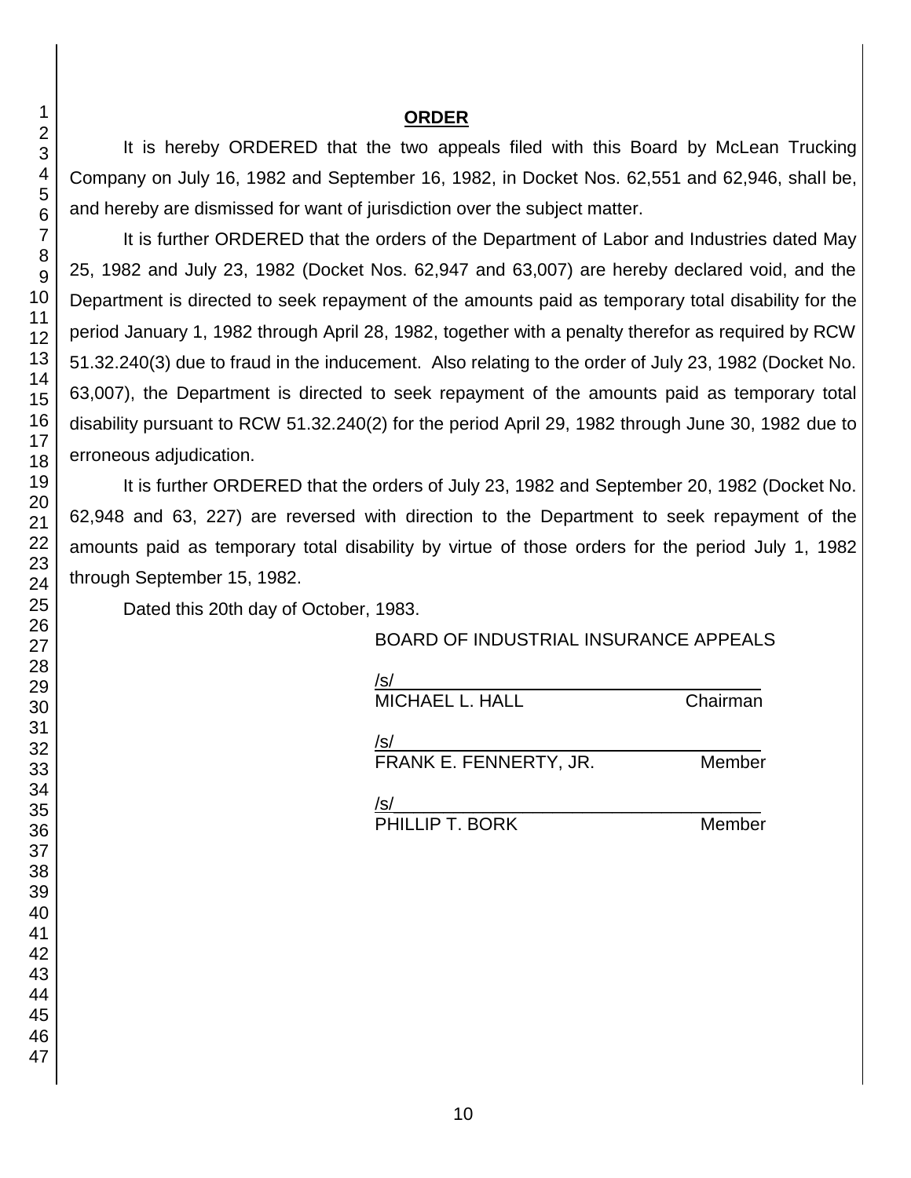## ORDER

It is hereby ORDERED that the two appeals filed with this Board by McLean Trucking Company on July 16, 1982 and September 16, 1982, in Docket Nos. 62,551 and 62,946, shall be, and hereby are dismissed for want of jurisdiction over the subject matter.

It is further ORDERED that the orders of the Department of Labor and Industries dated May 25, 1982 and July 23, 1982 (Docket Nos. 62,947 and 63,007) are hereby declared void, and the Department is directed to seek repayment of the amounts paid as temporary total disability for the period January 1, 1982 through April 28, 1982, together with a penalty therefor as required by RCW 51.32.240(3) due to fraud in the inducement. Also relating to the order of July 23, 1982 (Docket No. 63,007), the Department is directed to seek repayment of the amounts paid as temporary total disability pursuant to RCW 51.32.240(2) for the period April 29, 1982 through June 30, 1982 due to erroneous adjudication.

It is further ORDERED that the orders of July 23, 1982 and September 20, 1982 (Docket No. 62,948 and 63, 227) are reversed with direction to the Department to seek repayment of the amounts paid as temporary total disability by virtue of those orders for the period July 1, 1982 through September 15, 1982.

Dated this 20th day of October, 1983.

BOARD OF INDUSTRIAL INSURANCE APPEALS

/s/
MICHAEL L. HALL, Chairman

/s/
FRANK E. FENNERTY, JR., Member

/s/
PHILLIP T. BORK, Member